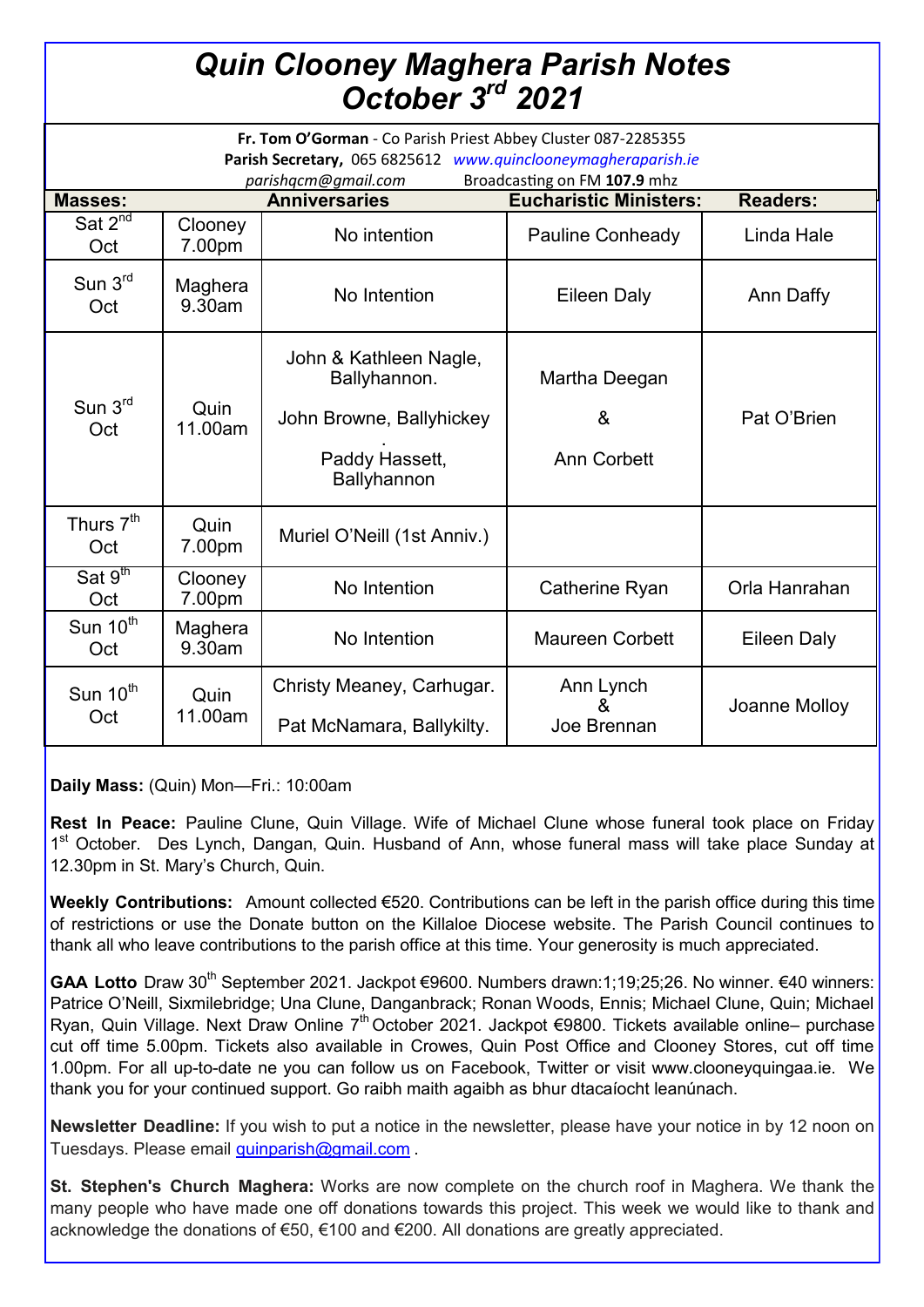# Quin Clooney Maghera Parish Notes October 3rd 2021

**Fr. Tom O'Gorman** - Co Parish Priest Abbey Cluster 087-2285355
**Parish Secretary,** 065 6825612 *www.quinclooneymagheraparish.ie*
*parishqcm@gmail.com* Broadcasting on FM **107.9** mhz

| Masses: | | Anniversaries | Eucharistic Ministers: | Readers: |
|---|---|---|---|---|
| Sat 2nd Oct | Clooney 7.00pm | No intention | Pauline Conheady | Linda Hale |
| Sun 3rd Oct | Maghera 9.30am | No Intention | Eileen Daly | Ann Daffy |
| Sun 3rd Oct | Quin 11.00am | John & Kathleen Nagle, Ballyhannon. John Browne, Ballyhickey. Paddy Hassett, Ballyhannon | Martha Deegan & Ann Corbett | Pat O'Brien |
| Thurs 7th Oct | Quin 7.00pm | Muriel O'Neill (1st Anniv.) | | |
| Sat 9th Oct | Clooney 7.00pm | No Intention | Catherine Ryan | Orla Hanrahan |
| Sun 10th Oct | Maghera 9.30am | No Intention | Maureen Corbett | Eileen Daly |
| Sun 10th Oct | Quin 11.00am | Christy Meaney, Carhugar. Pat McNamara, Ballykilty. | Ann Lynch & Joe Brennan | Joanne Molloy |

**Daily Mass:** (Quin) Mon—Fri.: 10:00am

**Rest In Peace:** Pauline Clune, Quin Village. Wife of Michael Clune whose funeral took place on Friday 1st October. Des Lynch, Dangan, Quin. Husband of Ann, whose funeral mass will take place Sunday at 12.30pm in St. Mary's Church, Quin.

**Weekly Contributions:** Amount collected €520. Contributions can be left in the parish office during this time of restrictions or use the Donate button on the Killaloe Diocese website. The Parish Council continues to thank all who leave contributions to the parish office at this time. Your generosity is much appreciated.

**GAA Lotto** Draw 30th September 2021. Jackpot €9600. Numbers drawn:1;19;25;26. No winner. €40 winners: Patrice O'Neill, Sixmilebridge; Una Clune, Danganbrack; Ronan Woods, Ennis; Michael Clune, Quin; Michael Ryan, Quin Village. Next Draw Online 7th October 2021. Jackpot €9800. Tickets available online– purchase cut off time 5.00pm. Tickets also available in Crowes, Quin Post Office and Clooney Stores, cut off time 1.00pm. For all up-to-date ne you can follow us on Facebook, Twitter or visit www.clooneyquingaa.ie. We thank you for your continued support. Go raibh maith agaibh as bhur dtacaíocht leanúnach.

**Newsletter Deadline:** If you wish to put a notice in the newsletter, please have your notice in by 12 noon on Tuesdays. Please email quinparish@gmail.com .

**St. Stephen's Church Maghera:** Works are now complete on the church roof in Maghera. We thank the many people who have made one off donations towards this project. This week we would like to thank and acknowledge the donations of €50, €100 and €200. All donations are greatly appreciated.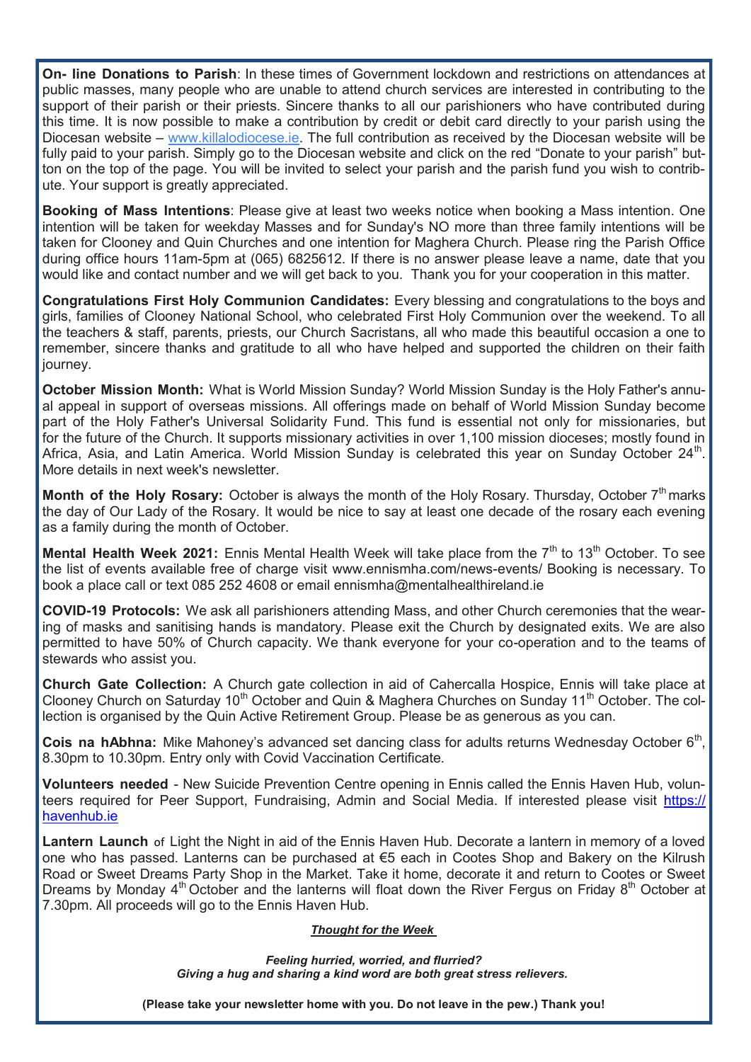**On- line Donations to Parish**: In these times of Government lockdown and restrictions on attendances at public masses, many people who are unable to attend church services are interested in contributing to the support of their parish or their priests. Sincere thanks to all our parishioners who have contributed during this time. It is now possible to make a contribution by credit or debit card directly to your parish using the Diocesan website – www.killalodiocese.ie. The full contribution as received by the Diocesan website will be fully paid to your parish. Simply go to the Diocesan website and click on the red "Donate to your parish" button on the top of the page. You will be invited to select your parish and the parish fund you wish to contribute. Your support is greatly appreciated.

**Booking of Mass Intentions**: Please give at least two weeks notice when booking a Mass intention. One intention will be taken for weekday Masses and for Sunday's NO more than three family intentions will be taken for Clooney and Quin Churches and one intention for Maghera Church. Please ring the Parish Office during office hours 11am-5pm at (065) 6825612. If there is no answer please leave a name, date that you would like and contact number and we will get back to you. Thank you for your cooperation in this matter.

**Congratulations First Holy Communion Candidates:** Every blessing and congratulations to the boys and girls, families of Clooney National School, who celebrated First Holy Communion over the weekend. To all the teachers & staff, parents, priests, our Church Sacristans, all who made this beautiful occasion a one to remember, sincere thanks and gratitude to all who have helped and supported the children on their faith journey.

**October Mission Month:** What is World Mission Sunday? World Mission Sunday is the Holy Father's annual appeal in support of overseas missions. All offerings made on behalf of World Mission Sunday become part of the Holy Father's Universal Solidarity Fund. This fund is essential not only for missionaries, but for the future of the Church. It supports missionary activities in over 1,100 mission dioceses; mostly found in Africa, Asia, and Latin America. World Mission Sunday is celebrated this year on Sunday October 24th. More details in next week's newsletter.

**Month of the Holy Rosary:** October is always the month of the Holy Rosary. Thursday, October 7th marks the day of Our Lady of the Rosary. It would be nice to say at least one decade of the rosary each evening as a family during the month of October.

**Mental Health Week 2021:** Ennis Mental Health Week will take place from the 7th to 13th October. To see the list of events available free of charge visit www.ennismha.com/news-events/ Booking is necessary. To book a place call or text 085 252 4608 or email ennismha@mentalhealthireland.ie

**COVID-19 Protocols:** We ask all parishioners attending Mass, and other Church ceremonies that the wearing of masks and sanitising hands is mandatory. Please exit the Church by designated exits. We are also permitted to have 50% of Church capacity. We thank everyone for your co-operation and to the teams of stewards who assist you.

**Church Gate Collection:** A Church gate collection in aid of Cahercalla Hospice, Ennis will take place at Clooney Church on Saturday 10th October and Quin & Maghera Churches on Sunday 11th October. The collection is organised by the Quin Active Retirement Group. Please be as generous as you can.

**Cois na hAbhna:** Mike Mahoney's advanced set dancing class for adults returns Wednesday October 6th, 8.30pm to 10.30pm. Entry only with Covid Vaccination Certificate.

**Volunteers needed** - New Suicide Prevention Centre opening in Ennis called the Ennis Haven Hub, volunteers required for Peer Support, Fundraising, Admin and Social Media. If interested please visit https://havenhub.ie

**Lantern Launch** of Light the Night in aid of the Ennis Haven Hub. Decorate a lantern in memory of a loved one who has passed. Lanterns can be purchased at €5 each in Cootes Shop and Bakery on the Kilrush Road or Sweet Dreams Party Shop in the Market. Take it home, decorate it and return to Cootes or Sweet Dreams by Monday 4th October and the lanterns will float down the River Fergus on Friday 8th October at 7.30pm. All proceeds will go to the Ennis Haven Hub.

***Thought for the Week***

***Feeling hurried, worried, and flurried?***
***Giving a hug and sharing a kind word are both great stress relievers.***

**(Please take your newsletter home with you. Do not leave in the pew.) Thank you!**